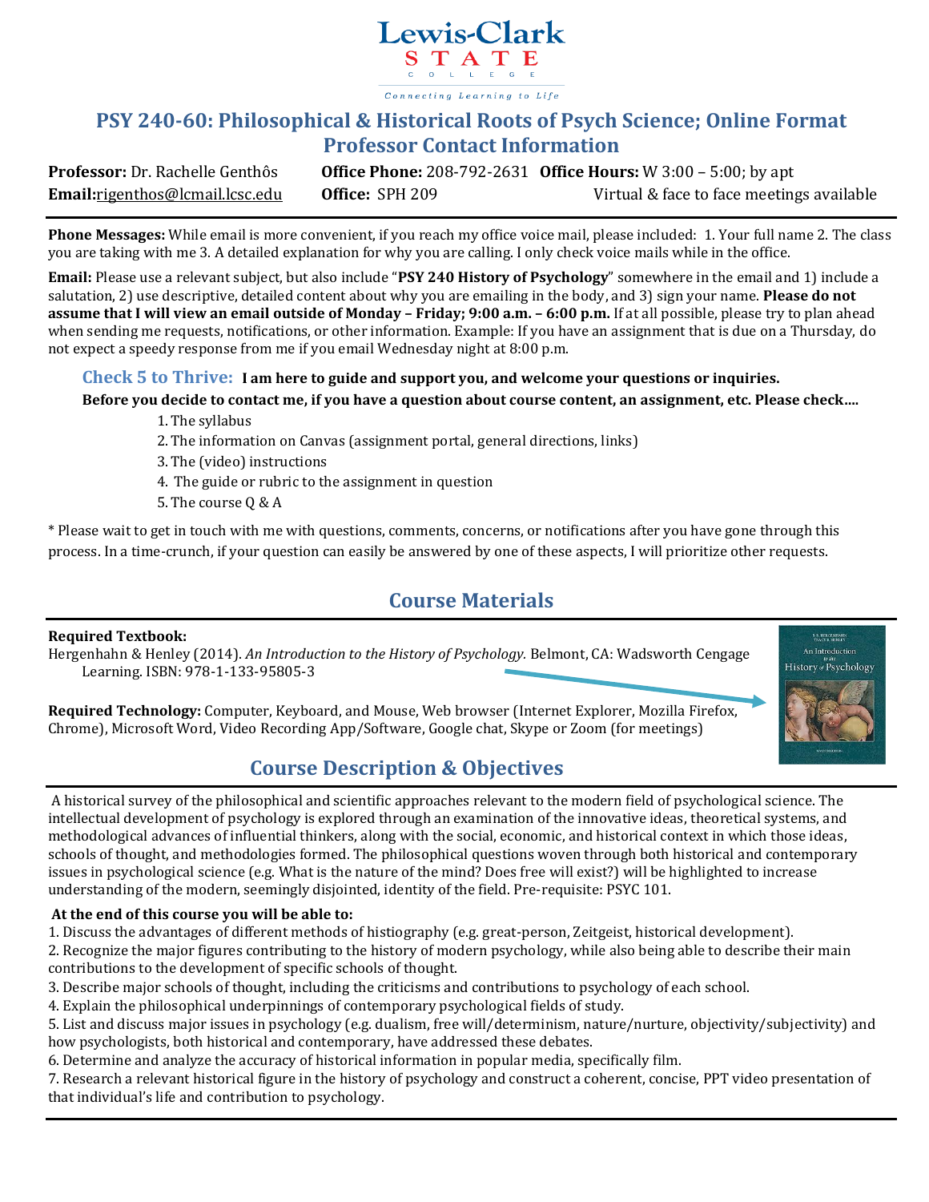Lewis-Clark STATE COLLEGE

*Connecting Learning to Life*

# PSY 240-60: Philosophical & Historical Roots of Psych Science; Online Format

## Professor Contact Information

**Professor:** Dr. Rachelle Genthôs
**Email:** rigenthos@lcmail.lcsc.edu
**Office Phone:** 208-792-2631
**Office:** SPH 209
**Office Hours:** W 3:00 – 5:00; by apt
Virtual & face to face meetings available

**Phone Messages:** While email is more convenient, if you reach my office voice mail, please included: 1. Your full name 2. The class you are taking with me 3. A detailed explanation for why you are calling. I only check voice mails while in the office.

**Email:** Please use a relevant subject, but also include "**PSY 240 History of Psychology**" somewhere in the email and 1) include a salutation, 2) use descriptive, detailed content about why you are emailing in the body, and 3) sign your name. **Please do not assume that I will view an email outside of Monday – Friday; 9:00 a.m. – 6:00 p.m.** If at all possible, please try to plan ahead when sending me requests, notifications, or other information. Example: If you have an assignment that is due on a Thursday, do not expect a speedy response from me if you email Wednesday night at 8:00 p.m.

### Check 5 to Thrive: **I am here to guide and support you, and welcome your questions or inquiries.**

**Before you decide to contact me, if you have a question about course content, an assignment, etc. Please check….**

1. The syllabus
2. The information on Canvas (assignment portal, general directions, links)
3. The (video) instructions
4. The guide or rubric to the assignment in question
5. The course Q & A

\* Please wait to get in touch with me with questions, comments, concerns, or notifications after you have gone through this process. In a time-crunch, if your question can easily be answered by one of these aspects, I will prioritize other requests.

## Course Materials

**Required Textbook:**
Hergenhahn & Henley (2014). *An Introduction to the History of Psychology.* Belmont, CA: Wadsworth Cengage Learning. ISBN: 978-1-133-95805-3

**Required Technology:** Computer, Keyboard, and Mouse, Web browser (Internet Explorer, Mozilla Firefox, Chrome), Microsoft Word, Video Recording App/Software, Google chat, Skype or Zoom (for meetings)

## Course Description & Objectives

A historical survey of the philosophical and scientific approaches relevant to the modern field of psychological science. The intellectual development of psychology is explored through an examination of the innovative ideas, theoretical systems, and methodological advances of influential thinkers, along with the social, economic, and historical context in which those ideas, schools of thought, and methodologies formed. The philosophical questions woven through both historical and contemporary issues in psychological science (e.g. What is the nature of the mind? Does free will exist?) will be highlighted to increase understanding of the modern, seemingly disjointed, identity of the field. Pre-requisite: PSYC 101.

**At the end of this course you will be able to:**

1. Discuss the advantages of different methods of histiography (e.g. great-person, Zeitgeist, historical development).
2. Recognize the major figures contributing to the history of modern psychology, while also being able to describe their main contributions to the development of specific schools of thought.
3. Describe major schools of thought, including the criticisms and contributions to psychology of each school.
4. Explain the philosophical underpinnings of contemporary psychological fields of study.
5. List and discuss major issues in psychology (e.g. dualism, free will/determinism, nature/nurture, objectivity/subjectivity) and how psychologists, both historical and contemporary, have addressed these debates.
6. Determine and analyze the accuracy of historical information in popular media, specifically film.
7. Research a relevant historical figure in the history of psychology and construct a coherent, concise, PPT video presentation of that individual's life and contribution to psychology.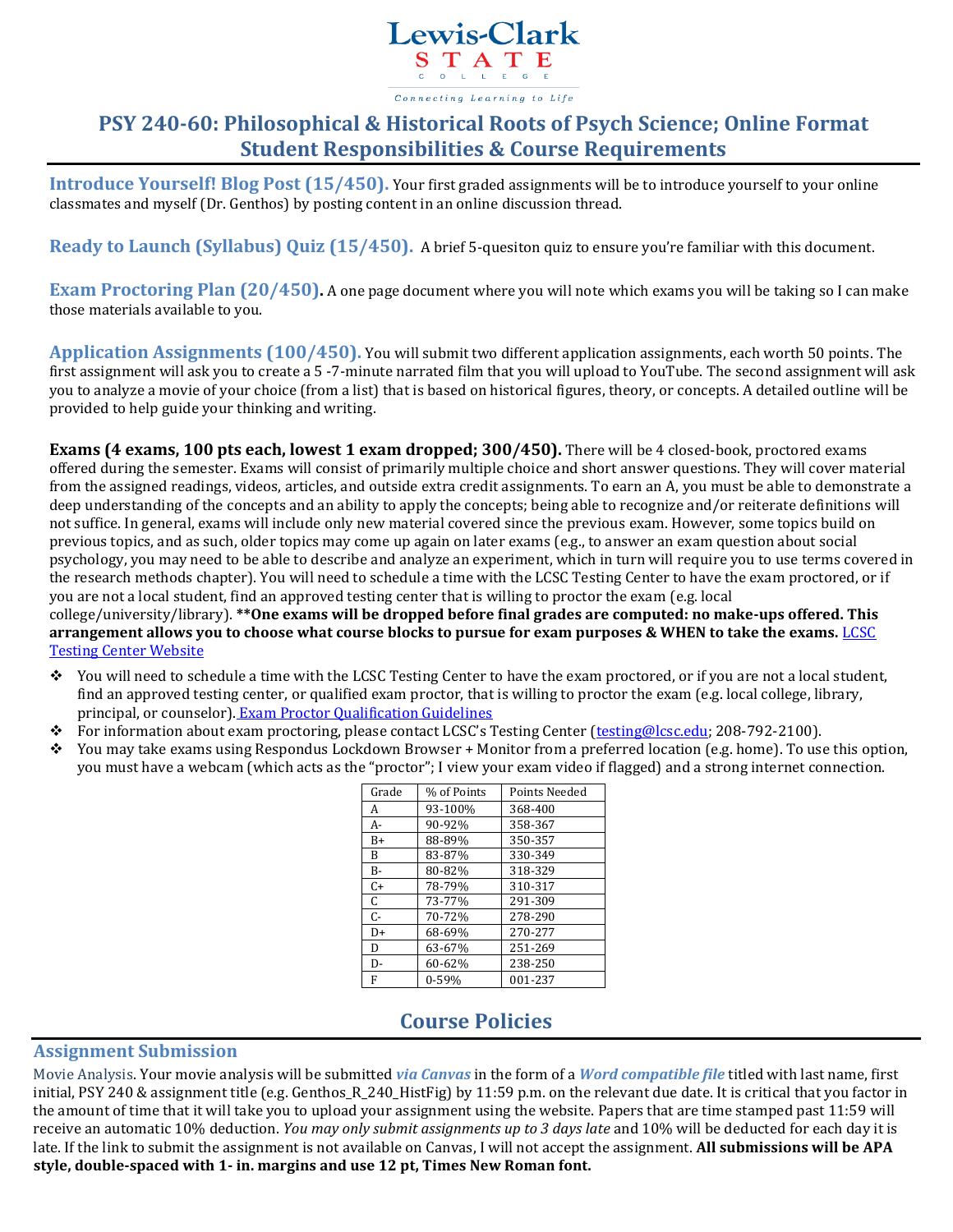# PSY 240-60: Philosophical & Historical Roots of Psych Science; Online Format
# Student Responsibilities & Course Requirements

**Introduce Yourself! Blog Post (15/450).** Your first graded assignments will be to introduce yourself to your online classmates and myself (Dr. Genthos) by posting content in an online discussion thread.

**Ready to Launch (Syllabus) Quiz (15/450).** A brief 5-quesiton quiz to ensure you're familiar with this document.

**Exam Proctoring Plan (20/450).** A one page document where you will note which exams you will be taking so I can make those materials available to you.

**Application Assignments (100/450).** You will submit two different application assignments, each worth 50 points. The first assignment will ask you to create a 5 -7-minute narrated film that you will upload to YouTube. The second assignment will ask you to analyze a movie of your choice (from a list) that is based on historical figures, theory, or concepts. A detailed outline will be provided to help guide your thinking and writing.

**Exams (4 exams, 100 pts each, lowest 1 exam dropped; 300/450).** There will be 4 closed-book, proctored exams offered during the semester. Exams will consist of primarily multiple choice and short answer questions. They will cover material from the assigned readings, videos, articles, and outside extra credit assignments. To earn an A, you must be able to demonstrate a deep understanding of the concepts and an ability to apply the concepts; being able to recognize and/or reiterate definitions will not suffice. In general, exams will include only new material covered since the previous exam. However, some topics build on previous topics, and as such, older topics may come up again on later exams (e.g., to answer an exam question about social psychology, you may need to be able to describe and analyze an experiment, which in turn will require you to use terms covered in the research methods chapter). You will need to schedule a time with the LCSC Testing Center to have the exam proctored, or if you are not a local student, find an approved testing center that is willing to proctor the exam (e.g. local college/university/library). **\*\*One exams will be dropped before final grades are computed: no make-ups offered. This arrangement allows you to choose what course blocks to pursue for exam purposes & WHEN to take the exams.** LCSC Testing Center Website

- You will need to schedule a time with the LCSC Testing Center to have the exam proctored, or if you are not a local student, find an approved testing center, or qualified exam proctor, that is willing to proctor the exam (e.g. local college, library, principal, or counselor). Exam Proctor Qualification Guidelines
- For information about exam proctoring, please contact LCSC's Testing Center (testing@lcsc.edu; 208-792-2100).
- You may take exams using Respondus Lockdown Browser + Monitor from a preferred location (e.g. home). To use this option, you must have a webcam (which acts as the "proctor"; I view your exam video if flagged) and a strong internet connection.

| Grade | % of Points | Points Needed |
|---|---|---|
| A | 93-100% | 368-400 |
| A- | 90-92% | 358-367 |
| B+ | 88-89% | 350-357 |
| B | 83-87% | 330-349 |
| B- | 80-82% | 318-329 |
| C+ | 78-79% | 310-317 |
| C | 73-77% | 291-309 |
| C- | 70-72% | 278-290 |
| D+ | 68-69% | 270-277 |
| D | 63-67% | 251-269 |
| D- | 60-62% | 238-250 |
| F | 0-59% | 001-237 |

## Course Policies

### Assignment Submission

Movie Analysis. Your movie analysis will be submitted ***via Canvas*** in the form of a ***Word compatible file*** titled with last name, first initial, PSY 240 & assignment title (e.g. Genthos_R_240_HistFig) by 11:59 p.m. on the relevant due date. It is critical that you factor in the amount of time that it will take you to upload your assignment using the website. Papers that are time stamped past 11:59 will receive an automatic 10% deduction. *You may only submit assignments up to 3 days late* and 10% will be deducted for each day it is late. If the link to submit the assignment is not available on Canvas, I will not accept the assignment. **All submissions will be APA style, double-spaced with 1- in. margins and use 12 pt, Times New Roman font.**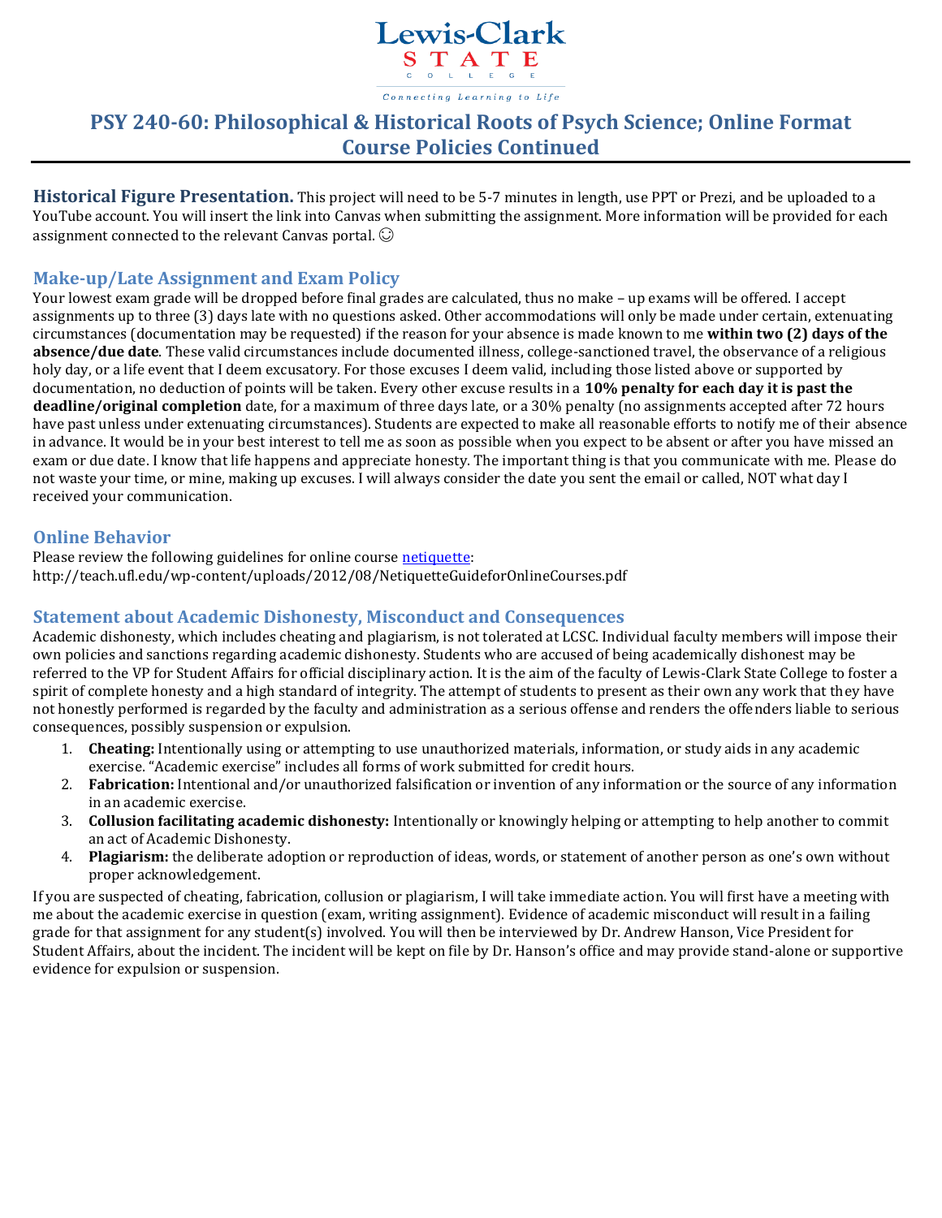# PSY 240-60: Philosophical & Historical Roots of Psych Science; Online Format Course Policies Continued

**Historical Figure Presentation.** This project will need to be 5-7 minutes in length, use PPT or Prezi, and be uploaded to a YouTube account. You will insert the link into Canvas when submitting the assignment. More information will be provided for each assignment connected to the relevant Canvas portal. ☺

## Make-up/Late Assignment and Exam Policy

Your lowest exam grade will be dropped before final grades are calculated, thus no make – up exams will be offered. I accept assignments up to three (3) days late with no questions asked. Other accommodations will only be made under certain, extenuating circumstances (documentation may be requested) if the reason for your absence is made known to me **within two (2) days of the absence/due date**. These valid circumstances include documented illness, college-sanctioned travel, the observance of a religious holy day, or a life event that I deem excusatory. For those excuses I deem valid, including those listed above or supported by documentation, no deduction of points will be taken. Every other excuse results in a **10% penalty for each day it is past the deadline/original completion** date, for a maximum of three days late, or a 30% penalty (no assignments accepted after 72 hours have past unless under extenuating circumstances). Students are expected to make all reasonable efforts to notify me of their absence in advance. It would be in your best interest to tell me as soon as possible when you expect to be absent or after you have missed an exam or due date. I know that life happens and appreciate honesty. The important thing is that you communicate with me. Please do not waste your time, or mine, making up excuses. I will always consider the date you sent the email or called, NOT what day I received your communication.

## Online Behavior

Please review the following guidelines for online course netiquette:
http://teach.ufl.edu/wp-content/uploads/2012/08/NetiquetteGuideforOnlineCourses.pdf

## Statement about Academic Dishonesty, Misconduct and Consequences

Academic dishonesty, which includes cheating and plagiarism, is not tolerated at LCSC. Individual faculty members will impose their own policies and sanctions regarding academic dishonesty. Students who are accused of being academically dishonest may be referred to the VP for Student Affairs for official disciplinary action. It is the aim of the faculty of Lewis-Clark State College to foster a spirit of complete honesty and a high standard of integrity. The attempt of students to present as their own any work that they have not honestly performed is regarded by the faculty and administration as a serious offense and renders the offenders liable to serious consequences, possibly suspension or expulsion.

1. **Cheating:** Intentionally using or attempting to use unauthorized materials, information, or study aids in any academic exercise. "Academic exercise" includes all forms of work submitted for credit hours.
2. **Fabrication:** Intentional and/or unauthorized falsification or invention of any information or the source of any information in an academic exercise.
3. **Collusion facilitating academic dishonesty:** Intentionally or knowingly helping or attempting to help another to commit an act of Academic Dishonesty.
4. **Plagiarism:** the deliberate adoption or reproduction of ideas, words, or statement of another person as one's own without proper acknowledgement.

If you are suspected of cheating, fabrication, collusion or plagiarism, I will take immediate action. You will first have a meeting with me about the academic exercise in question (exam, writing assignment). Evidence of academic misconduct will result in a failing grade for that assignment for any student(s) involved. You will then be interviewed by Dr. Andrew Hanson, Vice President for Student Affairs, about the incident. The incident will be kept on file by Dr. Hanson's office and may provide stand-alone or supportive evidence for expulsion or suspension.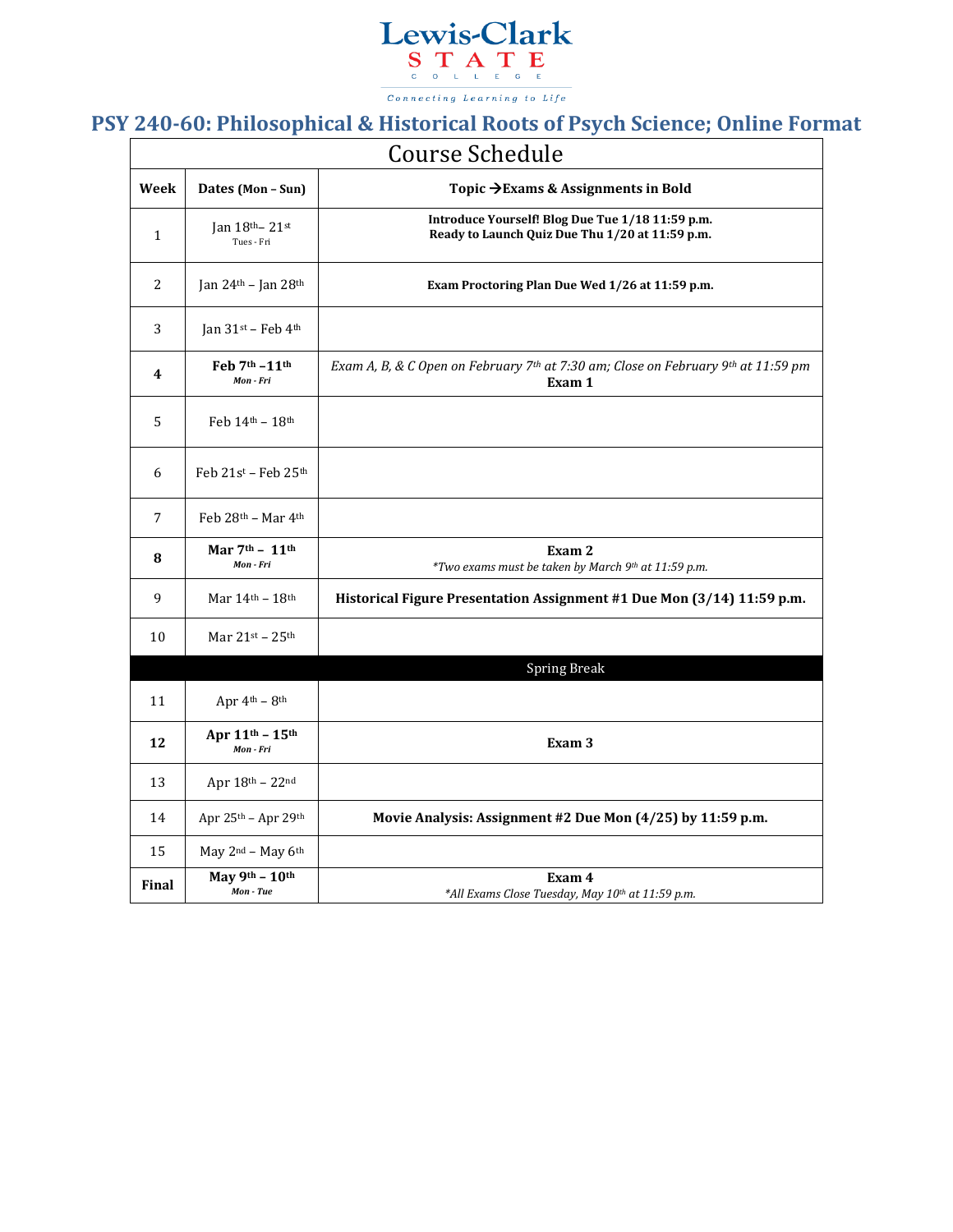Lewis-Clark STATE COLLEGE

*Connecting Learning to Life*

# PSY 240-60: Philosophical & Historical Roots of Psych Science; Online Format

## Course Schedule

| Week | Dates (Mon – Sun) | Topic → Exams & Assignments in Bold |
|---|---|---|
| 1 | Jan 18th– 21st Tues - Fri | **Introduce Yourself! Blog Due Tue 1/18 11:59 p.m.** **Ready to Launch Quiz Due Thu 1/20 at 11:59 p.m.** |
| 2 | Jan 24th – Jan 28th | **Exam Proctoring Plan Due Wed 1/26 at 11:59 p.m.** |
| 3 | Jan 31st – Feb 4th | |
| **4** | **Feb 7th –11th** ***Mon - Fri*** | *Exam A, B, & C Open on February 7th at 7:30 am; Close on February 9th at 11:59 pm* **Exam 1** |
| 5 | Feb 14th – 18th | |
| 6 | Feb 21st – Feb 25th | |
| 7 | Feb 28th – Mar 4th | |
| **8** | **Mar 7th – 11th** ***Mon - Fri*** | **Exam 2** *\*Two exams must be taken by March 9th at 11:59 p.m.* |
| 9 | Mar 14th – 18th | **Historical Figure Presentation Assignment #1 Due Mon (3/14) 11:59 p.m.** |
| 10 | Mar 21st – 25th | |
| | | Spring Break |
| 11 | Apr 4th – 8th | |
| **12** | **Apr 11th – 15th** ***Mon - Fri*** | **Exam 3** |
| 13 | Apr 18th – 22nd | |
| 14 | Apr 25th – Apr 29th | **Movie Analysis: Assignment #2 Due Mon (4/25) by 11:59 p.m.** |
| 15 | May 2nd – May 6th | |
| **Final** | **May 9th – 10th** ***Mon - Tue*** | **Exam 4** *\*All Exams Close Tuesday, May 10th at 11:59 p.m.* |